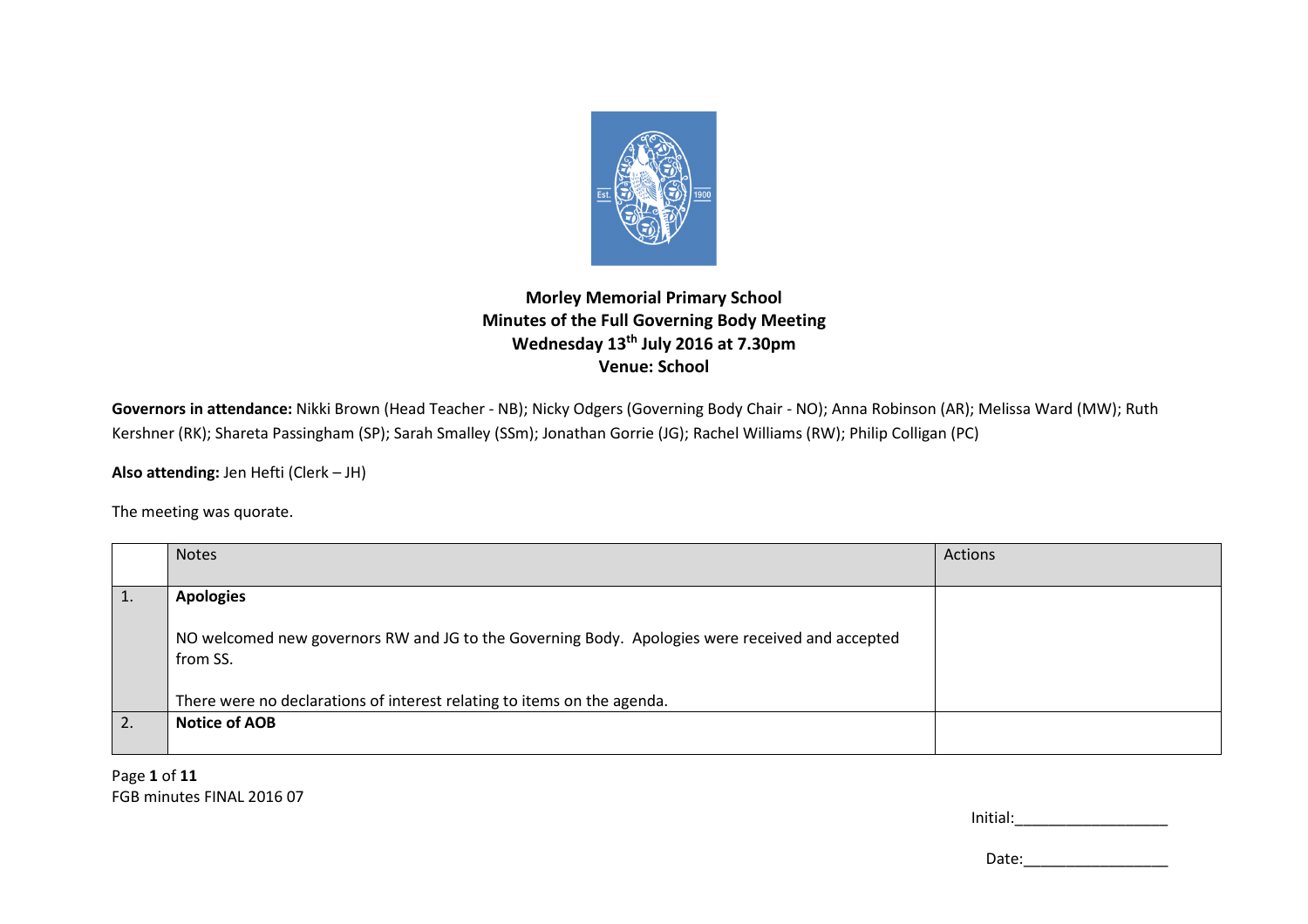**Morley Memorial Primary School**
**Minutes of the Full Governing Body Meeting**
**Wednesday 13th July 2016 at 7.30pm**
**Venue: School**

**Governors in attendance:** Nikki Brown (Head Teacher - NB); Nicky Odgers (Governing Body Chair - NO); Anna Robinson (AR); Melissa Ward (MW); Ruth Kershner (RK); Shareta Passingham (SP); Sarah Smalley (SSm); Jonathan Gorrie (JG); Rachel Williams (RW); Philip Colligan (PC)

**Also attending:** Jen Hefti (Clerk – JH)

The meeting was quorate.

| | Notes | Actions |
|---|---|---|
| 1. | **Apologies**<br><br>NO welcomed new governors RW and JG to the Governing Body. Apologies were received and accepted from SS.<br><br>There were no declarations of interest relating to items on the agenda. | |
| 2. | **Notice of AOB** | |

FGB minutes FINAL 2016 07

Initial:__________________

Date:_________________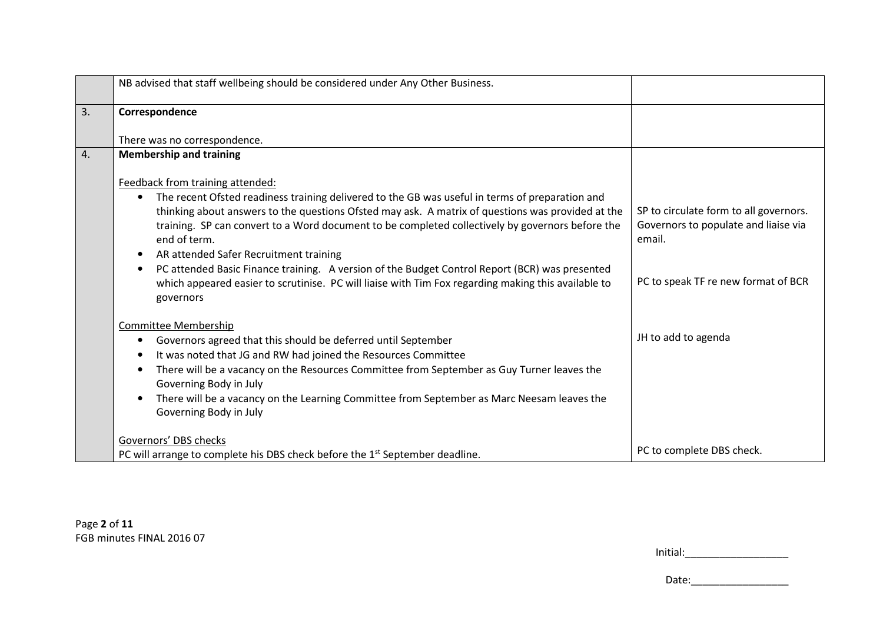| | | |
|---|---|---|
| | NB advised that staff wellbeing should be considered under Any Other Business. | |
| 3. | **Correspondence**<br><br>There was no correspondence. | |
| 4. | **Membership and training**<br><br>Feedback from training attended:<br>• The recent Ofsted readiness training delivered to the GB was useful in terms of preparation and thinking about answers to the questions Ofsted may ask. A matrix of questions was provided at the training. SP can convert to a Word document to be completed collectively by governors before the end of term.<br>• AR attended Safer Recruitment training<br>• PC attended Basic Finance training. A version of the Budget Control Report (BCR) was presented which appeared easier to scrutinise. PC will liaise with Tim Fox regarding making this available to governors<br><br>Committee Membership<br>• Governors agreed that this should be deferred until September<br>• It was noted that JG and RW had joined the Resources Committee<br>• There will be a vacancy on the Resources Committee from September as Guy Turner leaves the Governing Body in July<br>• There will be a vacancy on the Learning Committee from September as Marc Neesam leaves the Governing Body in July<br><br>Governors' DBS checks<br>PC will arrange to complete his DBS check before the 1st September deadline. | SP to circulate form to all governors. Governors to populate and liaise via email.<br><br>PC to speak TF re new format of BCR<br><br>JH to add to agenda<br><br>PC to complete DBS check. |

FGB minutes FINAL 2016 07

Initial:__________________

Date:_________________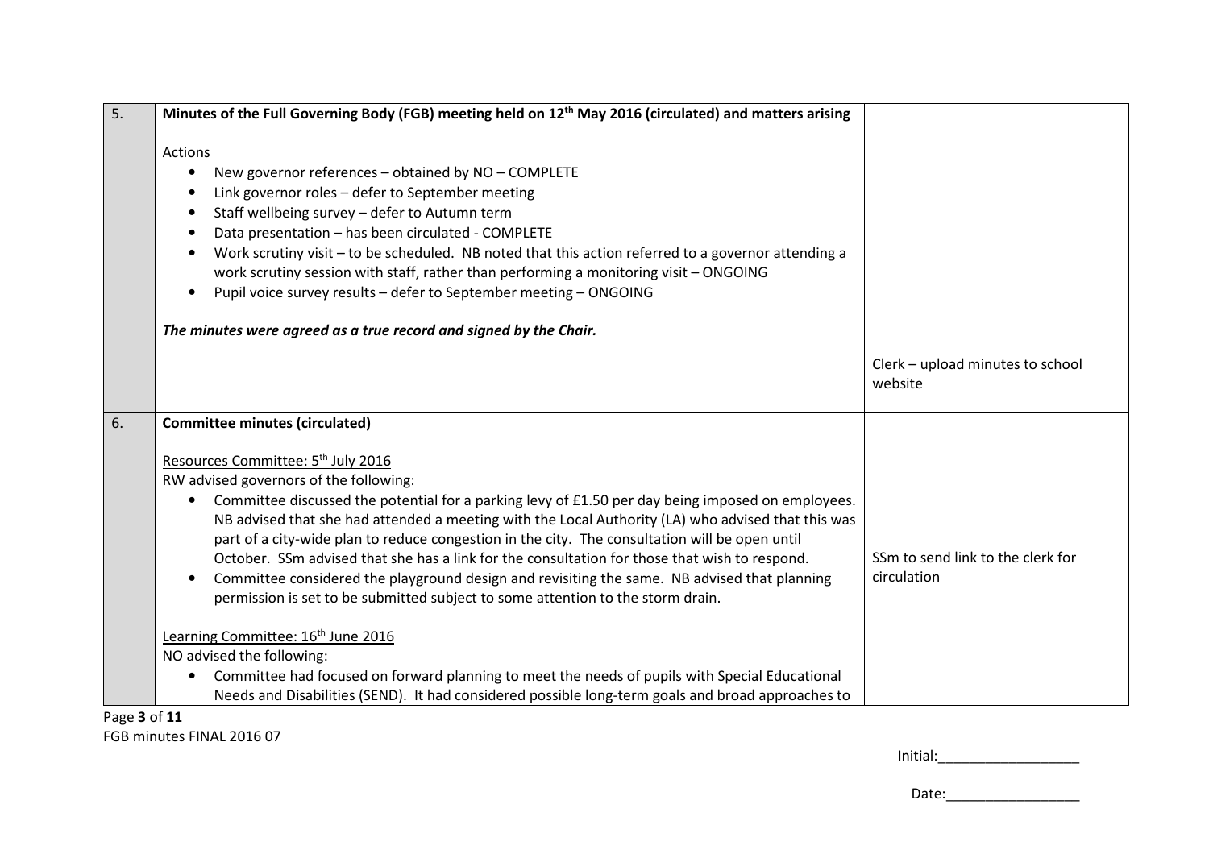| | | |
|---|---|---|
| 5. | **Minutes of the Full Governing Body (FGB) meeting held on 12th May 2016 (circulated) and matters arising**<br><br>Actions<br>• New governor references – obtained by NO – COMPLETE<br>• Link governor roles – defer to September meeting<br>• Staff wellbeing survey – defer to Autumn term<br>• Data presentation – has been circulated - COMPLETE<br>• Work scrutiny visit – to be scheduled. NB noted that this action referred to a governor attending a work scrutiny session with staff, rather than performing a monitoring visit – ONGOING<br>• Pupil voice survey results – defer to September meeting – ONGOING<br><br>***The minutes were agreed as a true record and signed by the Chair.*** | Clerk – upload minutes to school website |
| 6. | **Committee minutes (circulated)**<br><br>Resources Committee: 5th July 2016<br>RW advised governors of the following:<br>• Committee discussed the potential for a parking levy of £1.50 per day being imposed on employees. NB advised that she had attended a meeting with the Local Authority (LA) who advised that this was part of a city-wide plan to reduce congestion in the city. The consultation will be open until October. SSm advised that she has a link for the consultation for those that wish to respond.<br>• Committee considered the playground design and revisiting the same. NB advised that planning permission is set to be submitted subject to some attention to the storm drain.<br><br>Learning Committee: 16th June 2016<br>NO advised the following:<br>• Committee had focused on forward planning to meet the needs of pupils with Special Educational Needs and Disabilities (SEND). It had considered possible long-term goals and broad approaches to | SSm to send link to the clerk for circulation |

FGB minutes FINAL 2016 07

Initial:__________________

Date:_________________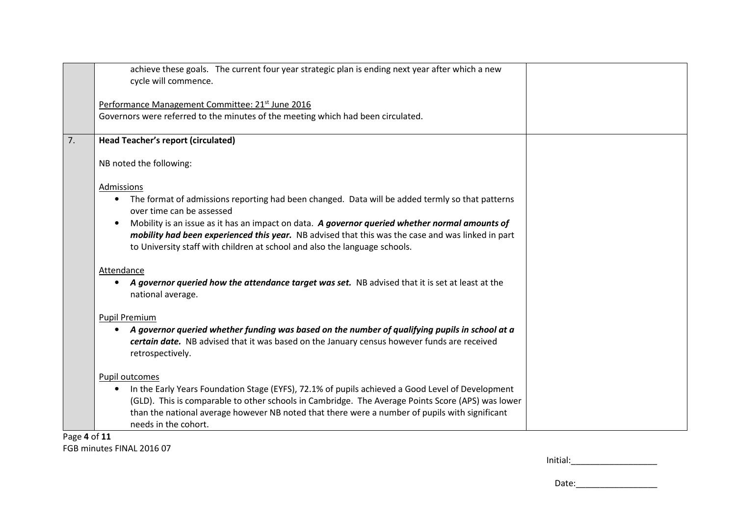| | | |
|---|---|---|
| | achieve these goals. The current four year strategic plan is ending next year after which a new cycle will commence.<br><br><u>Performance Management Committee: 21st June 2016</u><br>Governors were referred to the minutes of the meeting which had been circulated. | |
| 7. | **Head Teacher's report (circulated)**<br><br>NB noted the following:<br><br><u>Admissions</u><br>• The format of admissions reporting had been changed. Data will be added termly so that patterns over time can be assessed<br>• Mobility is an issue as it has an impact on data. ***A governor queried whether normal amounts of mobility had been experienced this year.*** NB advised that this was the case and was linked in part to University staff with children at school and also the language schools.<br><br><u>Attendance</u><br>• ***A governor queried how the attendance target was set.*** NB advised that it is set at least at the national average.<br><br><u>Pupil Premium</u><br>• ***A governor queried whether funding was based on the number of qualifying pupils in school at a certain date.*** NB advised that it was based on the January census however funds are received retrospectively.<br><br><u>Pupil outcomes</u><br>• In the Early Years Foundation Stage (EYFS), 72.1% of pupils achieved a Good Level of Development (GLD). This is comparable to other schools in Cambridge. The Average Points Score (APS) was lower than the national average however NB noted that there were a number of pupils with significant needs in the cohort. | |

FGB minutes FINAL 2016 07

Initial:__________________

Date:_________________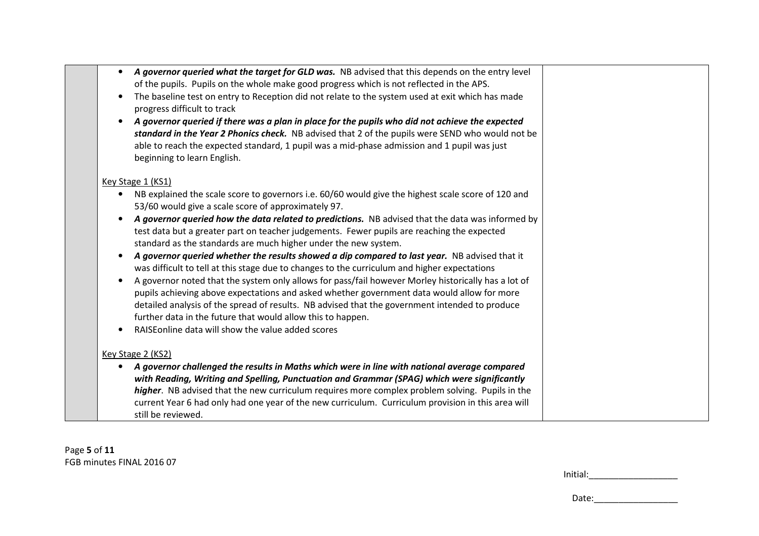- ***A governor queried what the target for GLD was.*** NB advised that this depends on the entry level of the pupils. Pupils on the whole make good progress which is not reflected in the APS.
- The baseline test on entry to Reception did not relate to the system used at exit which has made progress difficult to track
- ***A governor queried if there was a plan in place for the pupils who did not achieve the expected standard in the Year 2 Phonics check.*** NB advised that 2 of the pupils were SEND who would not be able to reach the expected standard, 1 pupil was a mid-phase admission and 1 pupil was just beginning to learn English.

<u>Key Stage 1 (KS1)</u>

- NB explained the scale score to governors i.e. 60/60 would give the highest scale score of 120 and 53/60 would give a scale score of approximately 97.
- ***A governor queried how the data related to predictions.*** NB advised that the data was informed by test data but a greater part on teacher judgements. Fewer pupils are reaching the expected standard as the standards are much higher under the new system.
- ***A governor queried whether the results showed a dip compared to last year.*** NB advised that it was difficult to tell at this stage due to changes to the curriculum and higher expectations
- A governor noted that the system only allows for pass/fail however Morley historically has a lot of pupils achieving above expectations and asked whether government data would allow for more detailed analysis of the spread of results. NB advised that the government intended to produce further data in the future that would allow this to happen.
- RAISEonline data will show the value added scores

<u>Key Stage 2 (KS2)</u>

- ***A governor challenged the results in Maths which were in line with national average compared with Reading, Writing and Spelling, Punctuation and Grammar (SPAG) which were significantly higher***. NB advised that the new curriculum requires more complex problem solving. Pupils in the current Year 6 had only had one year of the new curriculum. Curriculum provision in this area will still be reviewed.

FGB minutes FINAL 2016 07

Initial:__________________

Date:_________________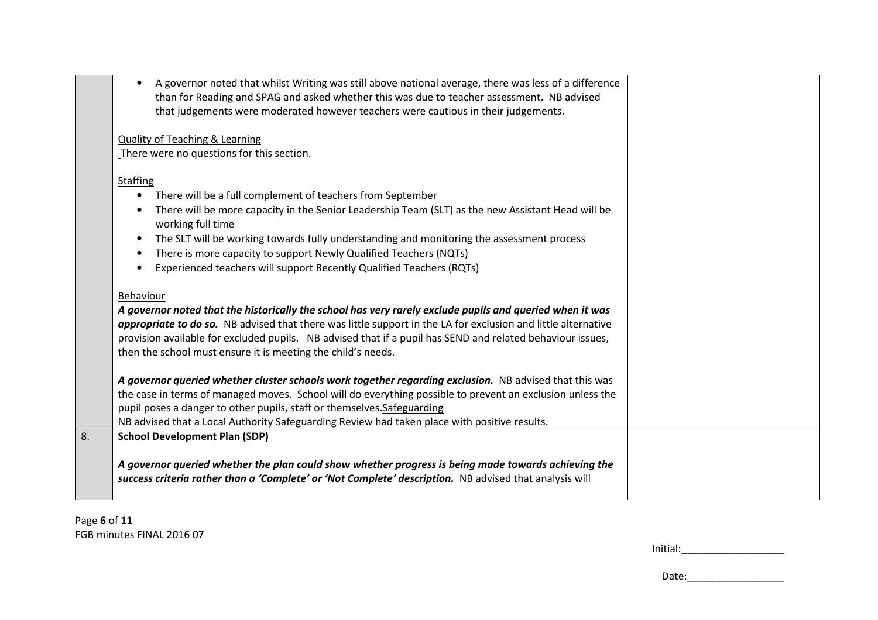|  |  |  |
|---|---|---|
|  | • A governor noted that whilst Writing was still above national average, there was less of a difference than for Reading and SPAG and asked whether this was due to teacher assessment. NB advised that judgements were moderated however teachers were cautious in their judgements.<br><br><u>Quality of Teaching & Learning</u><br>There were no questions for this section.<br><br><u>Staffing</u><br>• There will be a full complement of teachers from September<br>• There will be more capacity in the Senior Leadership Team (SLT) as the new Assistant Head will be working full time<br>• The SLT will be working towards fully understanding and monitoring the assessment process<br>• There is more capacity to support Newly Qualified Teachers (NQTs)<br>• Experienced teachers will support Recently Qualified Teachers (RQTs)<br><br><u>Behaviour</u><br>***A governor noted that the historically the school has very rarely exclude pupils and queried when it was appropriate to do so.*** NB advised that there was little support in the LA for exclusion and little alternative provision available for excluded pupils. NB advised that if a pupil has SEND and related behaviour issues, then the school must ensure it is meeting the child's needs.<br><br>***A governor queried whether cluster schools work together regarding exclusion.*** NB advised that this was the case in terms of managed moves. School will do everything possible to prevent an exclusion unless the pupil poses a danger to other pupils, staff or themselves.<u>Safeguarding</u><br>NB advised that a Local Authority Safeguarding Review had taken place with positive results. |  |
| 8. | **School Development Plan (SDP)**<br><br>***A governor queried whether the plan could show whether progress is being made towards achieving the success criteria rather than a 'Complete' or 'Not Complete' description.*** NB advised that analysis will |  |

FGB minutes FINAL 2016 07

Initial:__________________

Date:_________________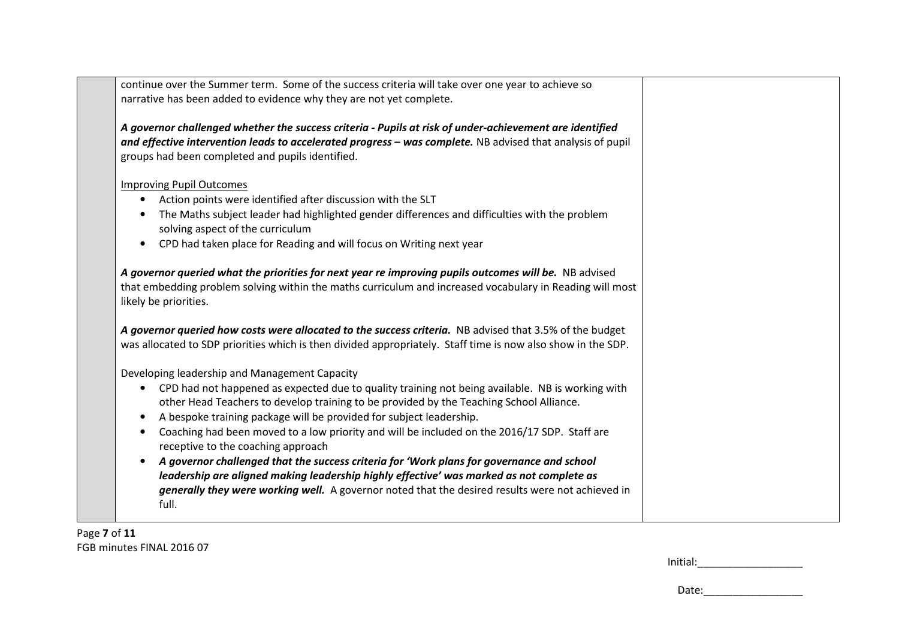continue over the Summer term. Some of the success criteria will take over one year to achieve so narrative has been added to evidence why they are not yet complete.

***A governor challenged whether the success criteria - Pupils at risk of under-achievement are identified and effective intervention leads to accelerated progress – was complete.*** NB advised that analysis of pupil groups had been completed and pupils identified.

<u>Improving Pupil Outcomes</u>

- Action points were identified after discussion with the SLT
- The Maths subject leader had highlighted gender differences and difficulties with the problem solving aspect of the curriculum
- CPD had taken place for Reading and will focus on Writing next year

***A governor queried what the priorities for next year re improving pupils outcomes will be.*** NB advised that embedding problem solving within the maths curriculum and increased vocabulary in Reading will most likely be priorities.

***A governor queried how costs were allocated to the success criteria.*** NB advised that 3.5% of the budget was allocated to SDP priorities which is then divided appropriately. Staff time is now also show in the SDP.

Developing leadership and Management Capacity

- CPD had not happened as expected due to quality training not being available. NB is working with other Head Teachers to develop training to be provided by the Teaching School Alliance.
- A bespoke training package will be provided for subject leadership.
- Coaching had been moved to a low priority and will be included on the 2016/17 SDP. Staff are receptive to the coaching approach
- ***A governor challenged that the success criteria for 'Work plans for governance and school leadership are aligned making leadership highly effective' was marked as not complete as generally they were working well.*** A governor noted that the desired results were not achieved in full.

FGB minutes FINAL 2016 07

Initial:__________________

Date:_________________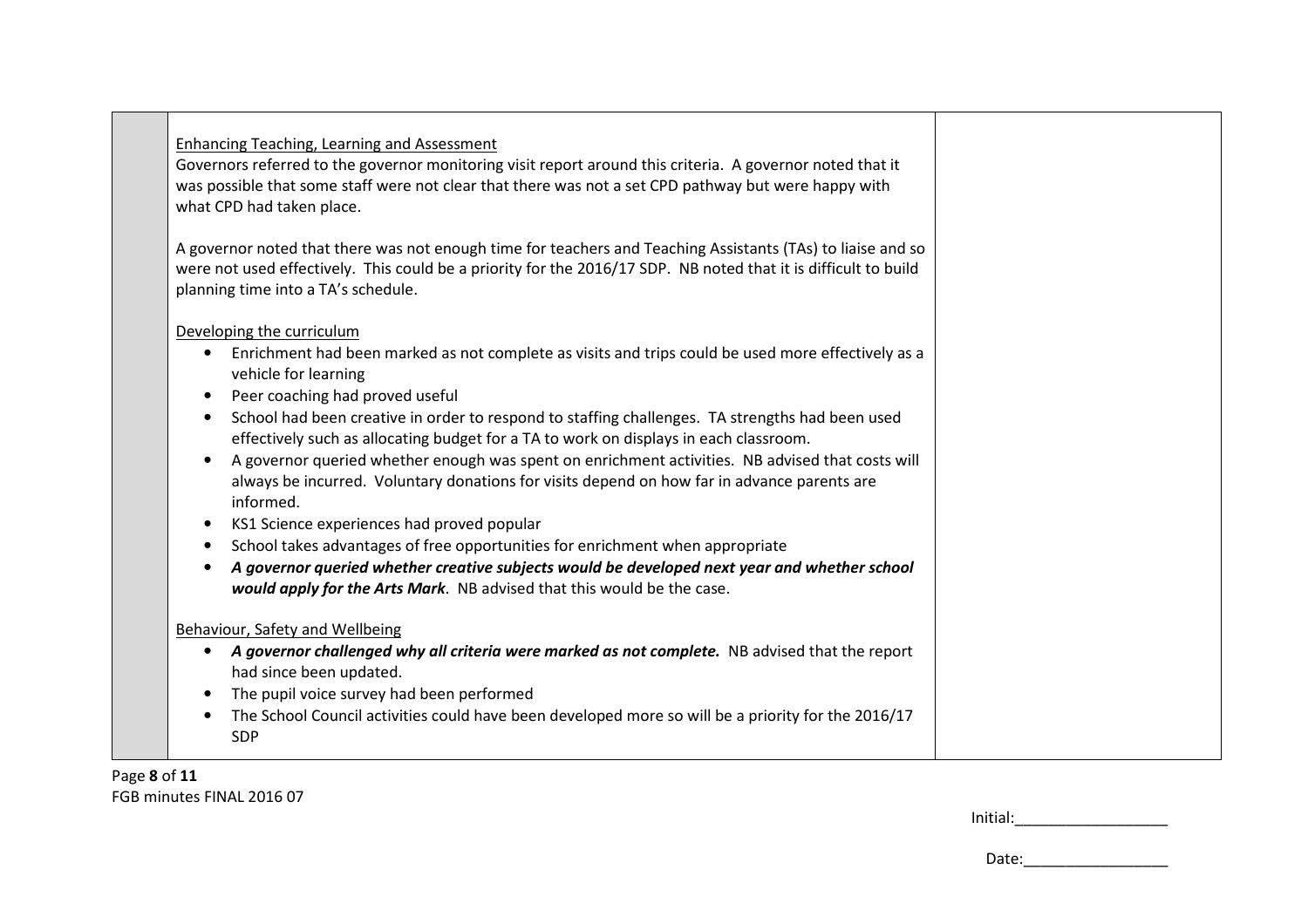Enhancing Teaching, Learning and Assessment

Governors referred to the governor monitoring visit report around this criteria. A governor noted that it was possible that some staff were not clear that there was not a set CPD pathway but were happy with what CPD had taken place.

A governor noted that there was not enough time for teachers and Teaching Assistants (TAs) to liaise and so were not used effectively. This could be a priority for the 2016/17 SDP. NB noted that it is difficult to build planning time into a TA's schedule.

Developing the curriculum

- Enrichment had been marked as not complete as visits and trips could be used more effectively as a vehicle for learning
- Peer coaching had proved useful
- School had been creative in order to respond to staffing challenges. TA strengths had been used effectively such as allocating budget for a TA to work on displays in each classroom.
- A governor queried whether enough was spent on enrichment activities. NB advised that costs will always be incurred. Voluntary donations for visits depend on how far in advance parents are informed.
- KS1 Science experiences had proved popular
- School takes advantages of free opportunities for enrichment when appropriate
- ***A governor queried whether creative subjects would be developed next year and whether school would apply for the Arts Mark***. NB advised that this would be the case.

Behaviour, Safety and Wellbeing

- ***A governor challenged why all criteria were marked as not complete.*** NB advised that the report had since been updated.
- The pupil voice survey had been performed
- The School Council activities could have been developed more so will be a priority for the 2016/17 SDP

FGB minutes FINAL 2016 07

Initial:__________________

Date:_________________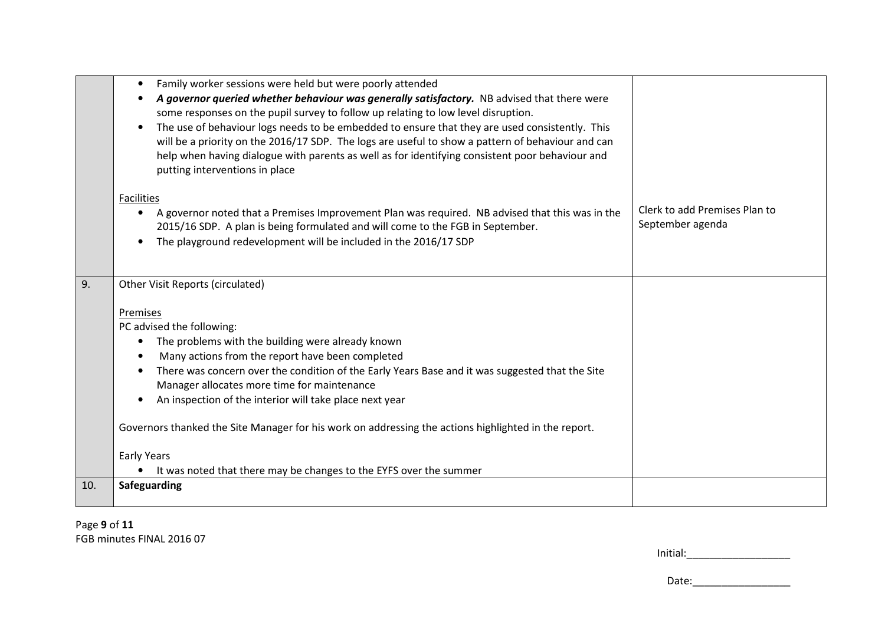| | | |
|---|---|---|
| | • Family worker sessions were held but were poorly attended<br>• ***A governor queried whether behaviour was generally satisfactory.*** NB advised that there were some responses on the pupil survey to follow up relating to low level disruption.<br>• The use of behaviour logs needs to be embedded to ensure that they are used consistently. This will be a priority on the 2016/17 SDP. The logs are useful to show a pattern of behaviour and can help when having dialogue with parents as well as for identifying consistent poor behaviour and putting interventions in place<br><br><u>Facilities</u><br>• A governor noted that a Premises Improvement Plan was required. NB advised that this was in the 2015/16 SDP. A plan is being formulated and will come to the FGB in September.<br>• The playground redevelopment will be included in the 2016/17 SDP | Clerk to add Premises Plan to September agenda |
| 9. | Other Visit Reports (circulated)<br><br><u>Premises</u><br>PC advised the following:<br>• The problems with the building were already known<br>• Many actions from the report have been completed<br>• There was concern over the condition of the Early Years Base and it was suggested that the Site Manager allocates more time for maintenance<br>• An inspection of the interior will take place next year<br><br>Governors thanked the Site Manager for his work on addressing the actions highlighted in the report.<br><br>Early Years<br>• It was noted that there may be changes to the EYFS over the summer | |
| 10. | **Safeguarding** | |

FGB minutes FINAL 2016 07

Initial:__________________

Date:_________________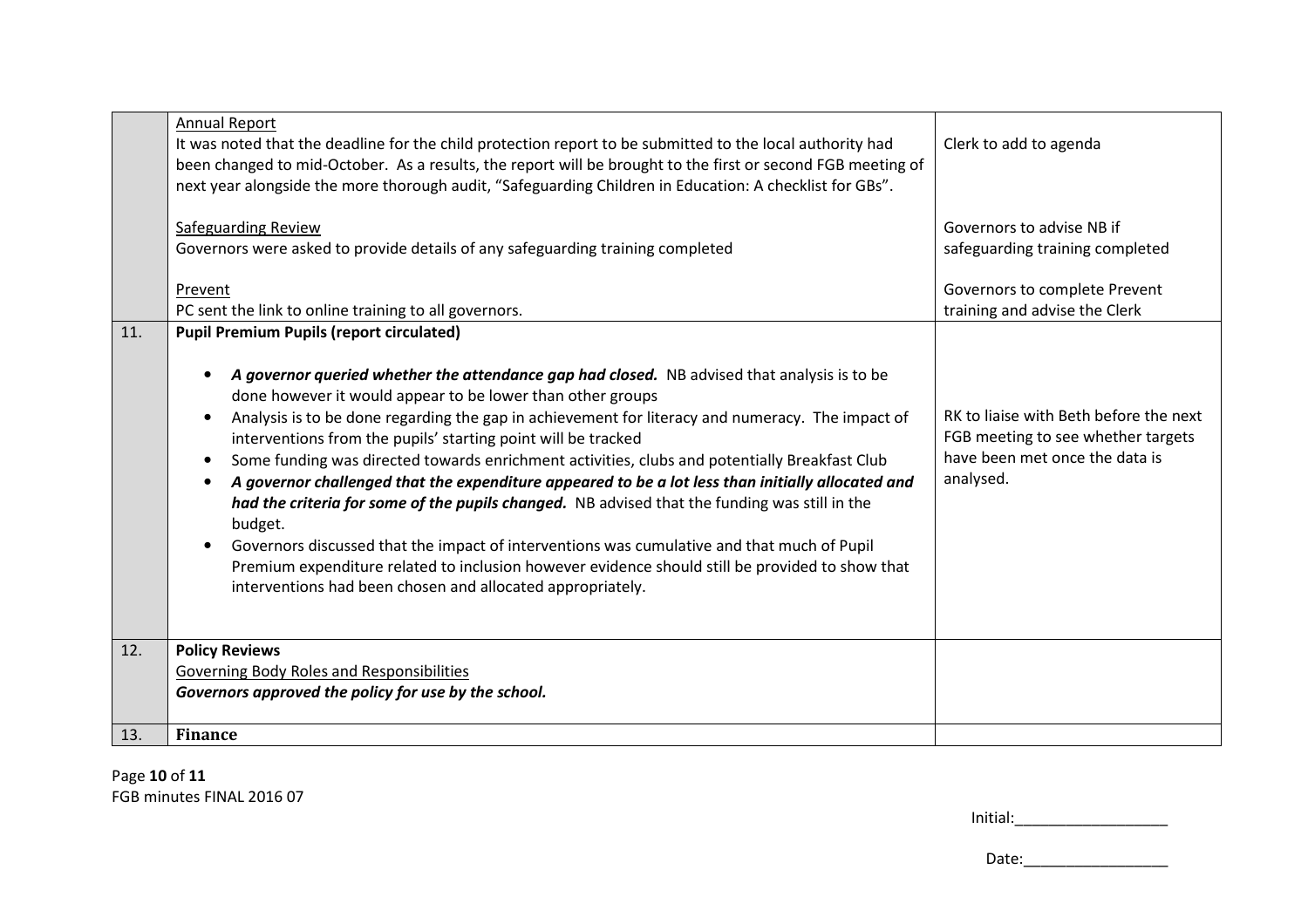| | | |
|---|---|---|
| | Annual Report<br>It was noted that the deadline for the child protection report to be submitted to the local authority had been changed to mid-October. As a results, the report will be brought to the first or second FGB meeting of next year alongside the more thorough audit, "Safeguarding Children in Education: A checklist for GBs".<br><br>Safeguarding Review<br>Governors were asked to provide details of any safeguarding training completed<br><br>Prevent<br>PC sent the link to online training to all governors. | Clerk to add to agenda<br><br>Governors to advise NB if safeguarding training completed<br><br>Governors to complete Prevent training and advise the Clerk |
| 11. | **Pupil Premium Pupils (report circulated)**<br><br>• ***A governor queried whether the attendance gap had closed.*** NB advised that analysis is to be done however it would appear to be lower than other groups<br>• Analysis is to be done regarding the gap in achievement for literacy and numeracy. The impact of interventions from the pupils' starting point will be tracked<br>• Some funding was directed towards enrichment activities, clubs and potentially Breakfast Club<br>• ***A governor challenged that the expenditure appeared to be a lot less than initially allocated and had the criteria for some of the pupils changed.*** NB advised that the funding was still in the budget.<br>• Governors discussed that the impact of interventions was cumulative and that much of Pupil Premium expenditure related to inclusion however evidence should still be provided to show that interventions had been chosen and allocated appropriately. | RK to liaise with Beth before the next FGB meeting to see whether targets have been met once the data is analysed. |
| 12. | **Policy Reviews**<br>Governing Body Roles and Responsibilities<br>***Governors approved the policy for use by the school.*** | |
| 13. | **Finance** | |

FGB minutes FINAL 2016 07

Initial:__________________

Date:_________________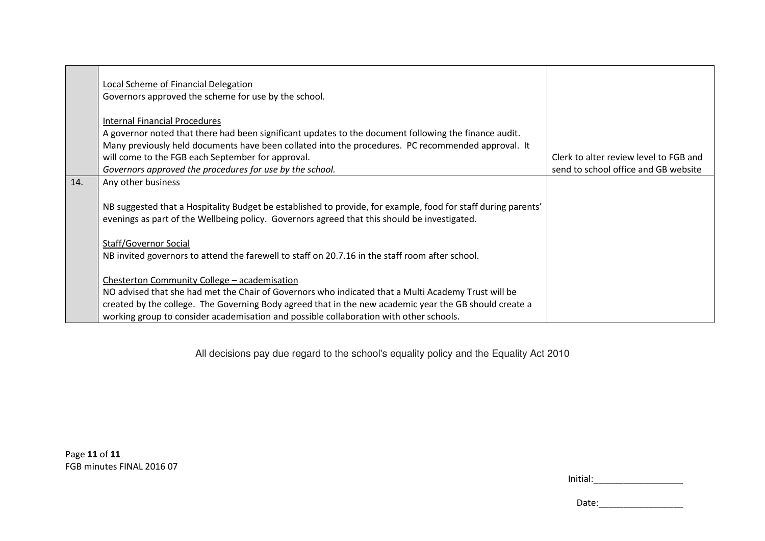| | | |
|---|---|---|
| | Local Scheme of Financial Delegation<br>Governors approved the scheme for use by the school.<br><br>Internal Financial Procedures<br>A governor noted that there had been significant updates to the document following the finance audit. Many previously held documents have been collated into the procedures. PC recommended approval. It will come to the FGB each September for approval.<br>*Governors approved the procedures for use by the school.* | Clerk to alter review level to FGB and send to school office and GB website |
| 14. | Any other business<br><br>NB suggested that a Hospitality Budget be established to provide, for example, food for staff during parents' evenings as part of the Wellbeing policy. Governors agreed that this should be investigated.<br><br>Staff/Governor Social<br>NB invited governors to attend the farewell to staff on 20.7.16 in the staff room after school.<br><br>Chesterton Community College – academisation<br>NO advised that she had met the Chair of Governors who indicated that a Multi Academy Trust will be created by the college. The Governing Body agreed that in the new academic year the GB should create a working group to consider academisation and possible collaboration with other schools. | |

All decisions pay due regard to the school's equality policy and the Equality Act 2010

FGB minutes FINAL 2016 07

Initial:__________________

Date:_________________